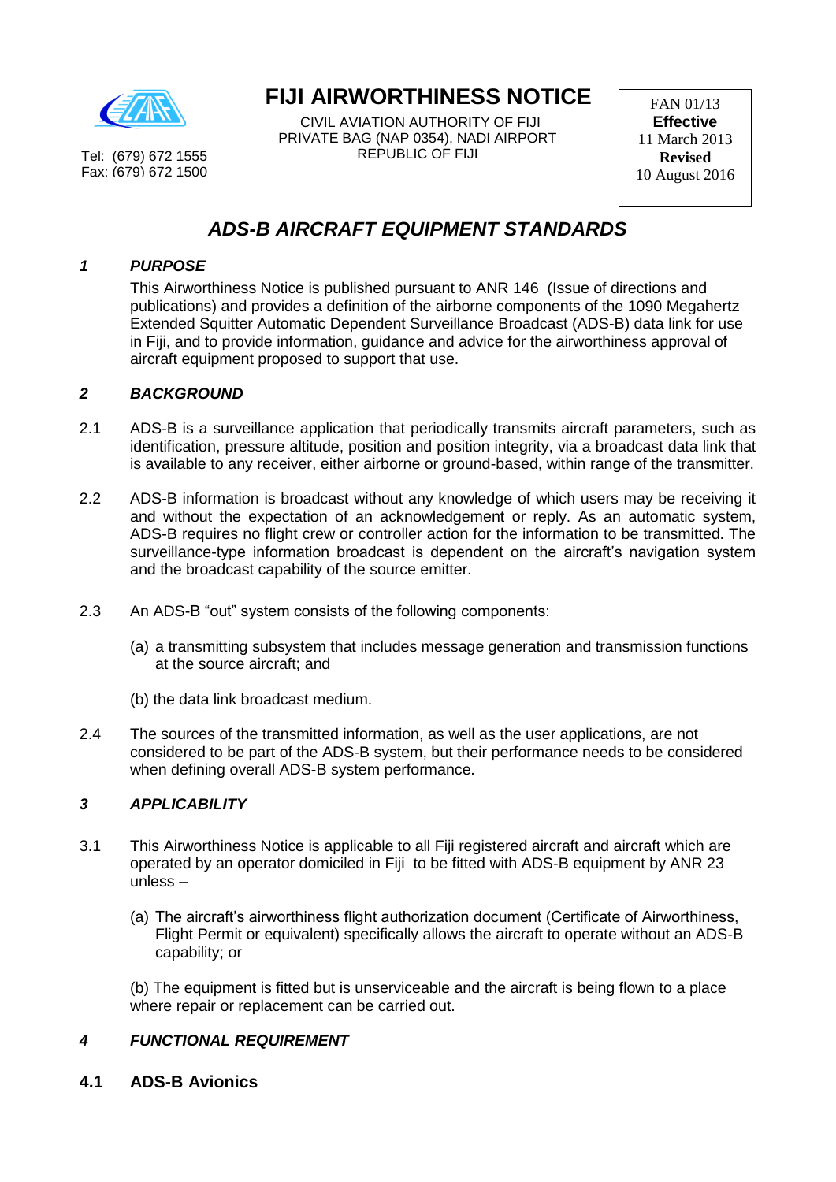# FIJI AIRWORTHINESS NOTICE

CIVIL AVIATION AUTHORITY OF FIJI
PRIVATE BAG (NAP 0354), NADI AIRPORT
REPUBLIC OF FIJI

Tel: (679) 672 1555
Fax: (679) 672 1500

FAN 01/13
**Effective**
11 March 2013
**Revised**
10 August 2016

## *ADS-B AIRCRAFT EQUIPMENT STANDARDS*

### *1 PURPOSE*

This Airworthiness Notice is published pursuant to ANR 146 (Issue of directions and publications) and provides a definition of the airborne components of the 1090 Megahertz Extended Squitter Automatic Dependent Surveillance Broadcast (ADS-B) data link for use in Fiji, and to provide information, guidance and advice for the airworthiness approval of aircraft equipment proposed to support that use.

### *2 BACKGROUND*

2.1 ADS-B is a surveillance application that periodically transmits aircraft parameters, such as identification, pressure altitude, position and position integrity, via a broadcast data link that is available to any receiver, either airborne or ground-based, within range of the transmitter.

2.2 ADS-B information is broadcast without any knowledge of which users may be receiving it and without the expectation of an acknowledgement or reply. As an automatic system, ADS-B requires no flight crew or controller action for the information to be transmitted. The surveillance-type information broadcast is dependent on the aircraft's navigation system and the broadcast capability of the source emitter.

2.3 An ADS-B "out" system consists of the following components:

(a) a transmitting subsystem that includes message generation and transmission functions at the source aircraft; and

(b) the data link broadcast medium.

2.4 The sources of the transmitted information, as well as the user applications, are not considered to be part of the ADS-B system, but their performance needs to be considered when defining overall ADS-B system performance.

### *3 APPLICABILITY*

3.1 This Airworthiness Notice is applicable to all Fiji registered aircraft and aircraft which are operated by an operator domiciled in Fiji to be fitted with ADS-B equipment by ANR 23 unless –

(a) The aircraft's airworthiness flight authorization document (Certificate of Airworthiness, Flight Permit or equivalent) specifically allows the aircraft to operate without an ADS-B capability; or

(b) The equipment is fitted but is unserviceable and the aircraft is being flown to a place where repair or replacement can be carried out.

### *4 FUNCTIONAL REQUIREMENT*

### 4.1 ADS-B Avionics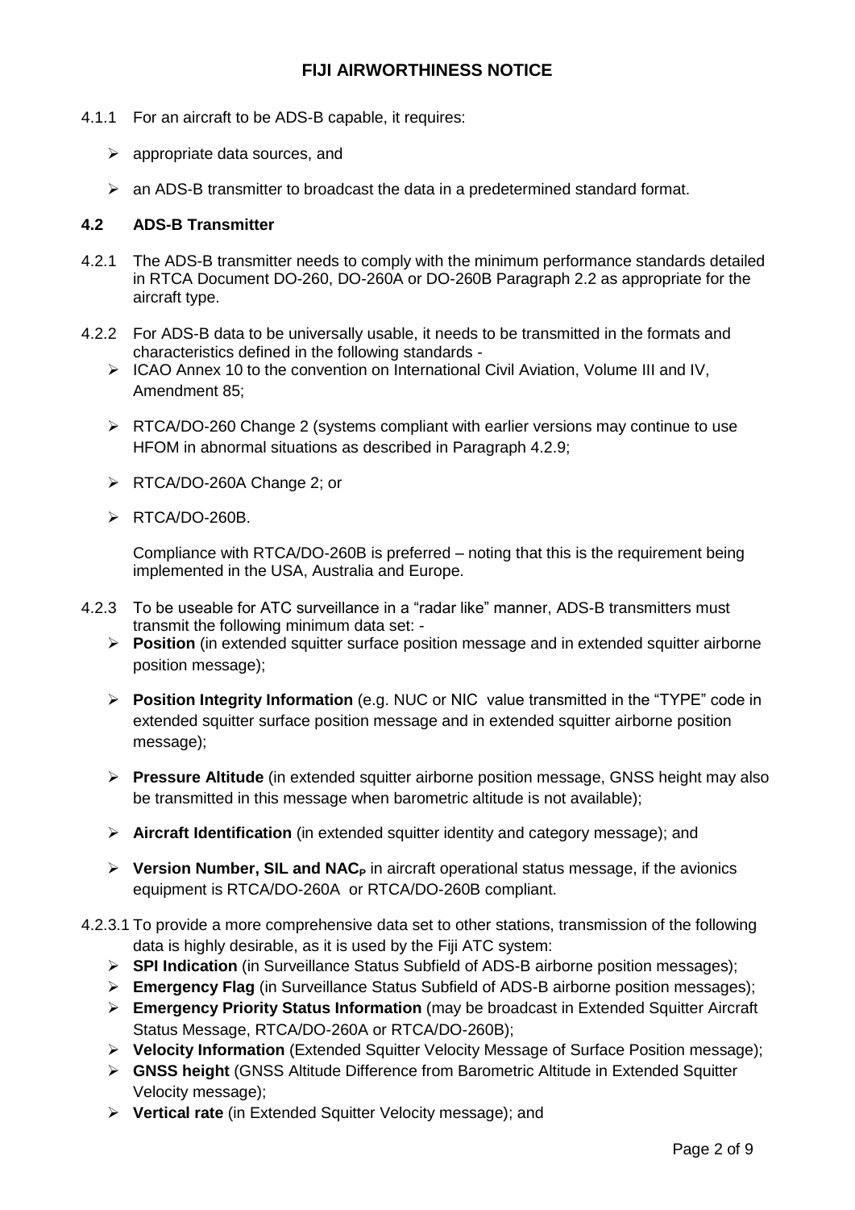4.1.1 For an aircraft to be ADS-B capable, it requires:

- appropriate data sources, and
- an ADS-B transmitter to broadcast the data in a predetermined standard format.

### 4.2 ADS-B Transmitter

4.2.1 The ADS-B transmitter needs to comply with the minimum performance standards detailed in RTCA Document DO-260, DO-260A or DO-260B Paragraph 2.2 as appropriate for the aircraft type.

4.2.2 For ADS-B data to be universally usable, it needs to be transmitted in the formats and characteristics defined in the following standards -

- ICAO Annex 10 to the convention on International Civil Aviation, Volume III and IV, Amendment 85;
- RTCA/DO-260 Change 2 (systems compliant with earlier versions may continue to use HFOM in abnormal situations as described in Paragraph 4.2.9;
- RTCA/DO-260A Change 2; or
- RTCA/DO-260B.

Compliance with RTCA/DO-260B is preferred – noting that this is the requirement being implemented in the USA, Australia and Europe.

4.2.3 To be useable for ATC surveillance in a "radar like" manner, ADS-B transmitters must transmit the following minimum data set: -

- **Position** (in extended squitter surface position message and in extended squitter airborne position message);
- **Position Integrity Information** (e.g. NUC or NIC value transmitted in the "TYPE" code in extended squitter surface position message and in extended squitter airborne position message);
- **Pressure Altitude** (in extended squitter airborne position message, GNSS height may also be transmitted in this message when barometric altitude is not available);
- **Aircraft Identification** (in extended squitter identity and category message); and
- **Version Number, SIL and $NAC_P$** in aircraft operational status message, if the avionics equipment is RTCA/DO-260A or RTCA/DO-260B compliant.

4.2.3.1 To provide a more comprehensive data set to other stations, transmission of the following data is highly desirable, as it is used by the Fiji ATC system:

- **SPI Indication** (in Surveillance Status Subfield of ADS-B airborne position messages);
- **Emergency Flag** (in Surveillance Status Subfield of ADS-B airborne position messages);
- **Emergency Priority Status Information** (may be broadcast in Extended Squitter Aircraft Status Message, RTCA/DO-260A or RTCA/DO-260B);
- **Velocity Information** (Extended Squitter Velocity Message of Surface Position message);
- **GNSS height** (GNSS Altitude Difference from Barometric Altitude in Extended Squitter Velocity message);
- **Vertical rate** (in Extended Squitter Velocity message); and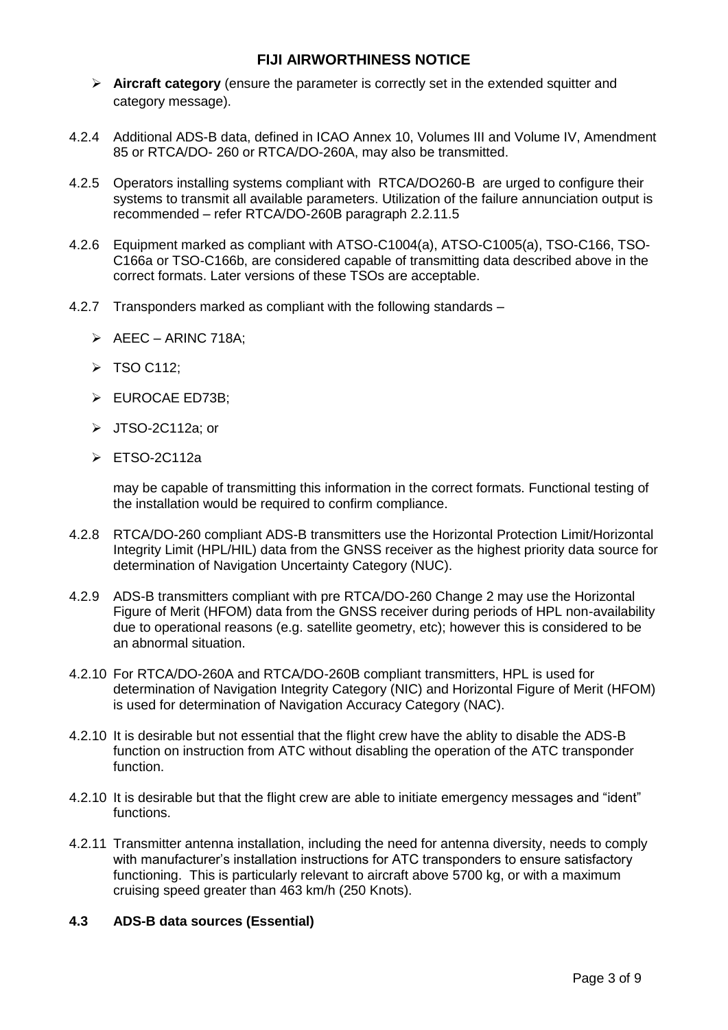- **Aircraft category** (ensure the parameter is correctly set in the extended squitter and category message).

4.2.4 Additional ADS-B data, defined in ICAO Annex 10, Volumes III and Volume IV, Amendment 85 or RTCA/DO- 260 or RTCA/DO-260A, may also be transmitted.

4.2.5 Operators installing systems compliant with RTCA/DO260-B are urged to configure their systems to transmit all available parameters. Utilization of the failure annunciation output is recommended – refer RTCA/DO-260B paragraph 2.2.11.5

4.2.6 Equipment marked as compliant with ATSO-C1004(a), ATSO-C1005(a), TSO-C166, TSO-C166a or TSO-C166b, are considered capable of transmitting data described above in the correct formats. Later versions of these TSOs are acceptable.

4.2.7 Transponders marked as compliant with the following standards –

- AEEC – ARINC 718A;
- TSO C112;
- EUROCAE ED73B;
- JTSO-2C112a; or
- ETSO-2C112a

may be capable of transmitting this information in the correct formats. Functional testing of the installation would be required to confirm compliance.

4.2.8 RTCA/DO-260 compliant ADS-B transmitters use the Horizontal Protection Limit/Horizontal Integrity Limit (HPL/HIL) data from the GNSS receiver as the highest priority data source for determination of Navigation Uncertainty Category (NUC).

4.2.9 ADS-B transmitters compliant with pre RTCA/DO-260 Change 2 may use the Horizontal Figure of Merit (HFOM) data from the GNSS receiver during periods of HPL non-availability due to operational reasons (e.g. satellite geometry, etc); however this is considered to be an abnormal situation.

4.2.10 For RTCA/DO-260A and RTCA/DO-260B compliant transmitters, HPL is used for determination of Navigation Integrity Category (NIC) and Horizontal Figure of Merit (HFOM) is used for determination of Navigation Accuracy Category (NAC).

4.2.10 It is desirable but not essential that the flight crew have the ablity to disable the ADS-B function on instruction from ATC without disabling the operation of the ATC transponder function.

4.2.10 It is desirable but that the flight crew are able to initiate emergency messages and "ident" functions.

4.2.11 Transmitter antenna installation, including the need for antenna diversity, needs to comply with manufacturer's installation instructions for ATC transponders to ensure satisfactory functioning. This is particularly relevant to aircraft above 5700 kg, or with a maximum cruising speed greater than 463 km/h (250 Knots).

### 4.3 ADS-B data sources (Essential)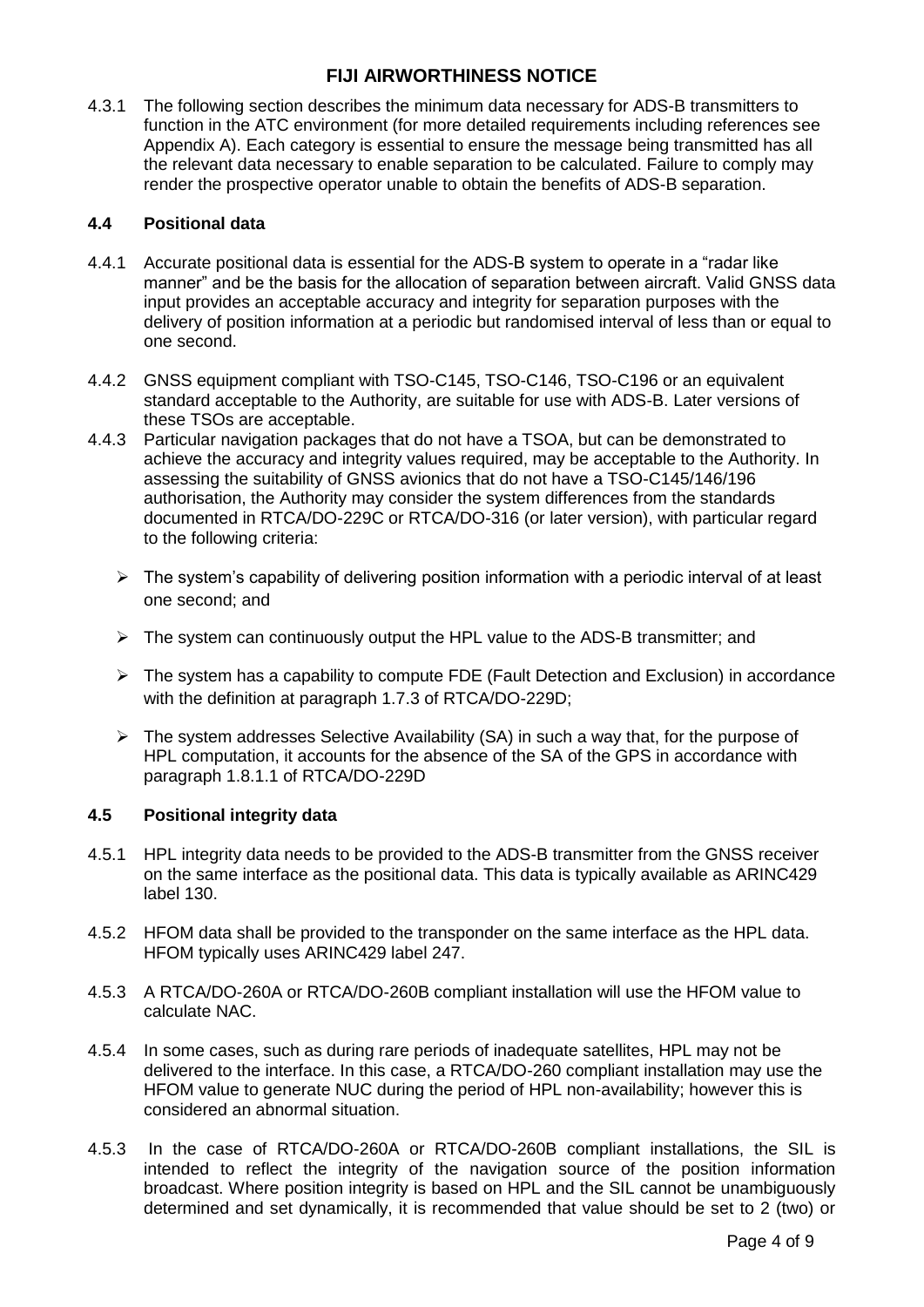**FIJI AIRWORTHINESS NOTICE**

4.3.1 The following section describes the minimum data necessary for ADS-B transmitters to function in the ATC environment (for more detailed requirements including references see Appendix A). Each category is essential to ensure the message being transmitted has all the relevant data necessary to enable separation to be calculated. Failure to comply may render the prospective operator unable to obtain the benefits of ADS-B separation.

### 4.4 Positional data

4.4.1 Accurate positional data is essential for the ADS-B system to operate in a "radar like manner" and be the basis for the allocation of separation between aircraft. Valid GNSS data input provides an acceptable accuracy and integrity for separation purposes with the delivery of position information at a periodic but randomised interval of less than or equal to one second.

4.4.2 GNSS equipment compliant with TSO-C145, TSO-C146, TSO-C196 or an equivalent standard acceptable to the Authority, are suitable for use with ADS-B. Later versions of these TSOs are acceptable.

4.4.3 Particular navigation packages that do not have a TSOA, but can be demonstrated to achieve the accuracy and integrity values required, may be acceptable to the Authority. In assessing the suitability of GNSS avionics that do not have a TSO-C145/146/196 authorisation, the Authority may consider the system differences from the standards documented in RTCA/DO-229C or RTCA/DO-316 (or later version), with particular regard to the following criteria:

- The system's capability of delivering position information with a periodic interval of at least one second; and
- The system can continuously output the HPL value to the ADS-B transmitter; and
- The system has a capability to compute FDE (Fault Detection and Exclusion) in accordance with the definition at paragraph 1.7.3 of RTCA/DO-229D;
- The system addresses Selective Availability (SA) in such a way that, for the purpose of HPL computation, it accounts for the absence of the SA of the GPS in accordance with paragraph 1.8.1.1 of RTCA/DO-229D

### 4.5 Positional integrity data

4.5.1 HPL integrity data needs to be provided to the ADS-B transmitter from the GNSS receiver on the same interface as the positional data. This data is typically available as ARINC429 label 130.

4.5.2 HFOM data shall be provided to the transponder on the same interface as the HPL data. HFOM typically uses ARINC429 label 247.

4.5.3 A RTCA/DO-260A or RTCA/DO-260B compliant installation will use the HFOM value to calculate NAC.

4.5.4 In some cases, such as during rare periods of inadequate satellites, HPL may not be delivered to the interface. In this case, a RTCA/DO-260 compliant installation may use the HFOM value to generate NUC during the period of HPL non-availability; however this is considered an abnormal situation.

4.5.3 In the case of RTCA/DO-260A or RTCA/DO-260B compliant installations, the SIL is intended to reflect the integrity of the navigation source of the position information broadcast. Where position integrity is based on HPL and the SIL cannot be unambiguously determined and set dynamically, it is recommended that value should be set to 2 (two) or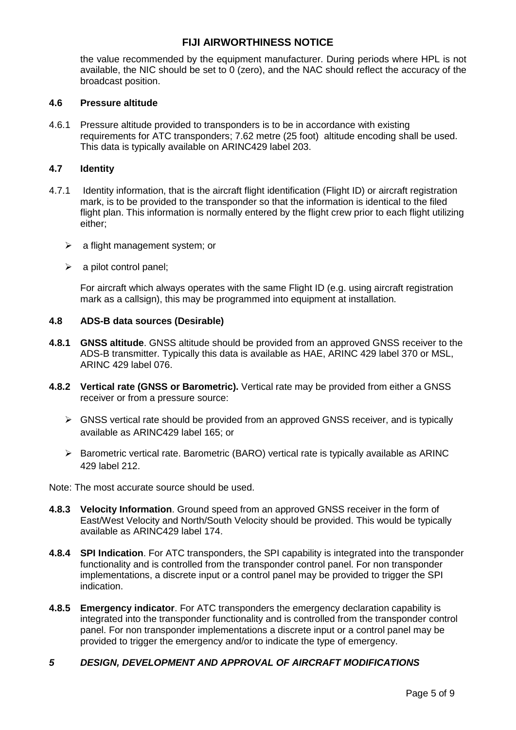the value recommended by the equipment manufacturer. During periods where HPL is not available, the NIC should be set to 0 (zero), and the NAC should reflect the accuracy of the broadcast position.

### 4.6 Pressure altitude

4.6.1 Pressure altitude provided to transponders is to be in accordance with existing requirements for ATC transponders; 7.62 metre (25 foot) altitude encoding shall be used. This data is typically available on ARINC429 label 203.

### 4.7 Identity

4.7.1 Identity information, that is the aircraft flight identification (Flight ID) or aircraft registration mark, is to be provided to the transponder so that the information is identical to the filed flight plan. This information is normally entered by the flight crew prior to each flight utilizing either;

- a flight management system; or
- a pilot control panel;

For aircraft which always operates with the same Flight ID (e.g. using aircraft registration mark as a callsign), this may be programmed into equipment at installation.

### 4.8 ADS-B data sources (Desirable)

**4.8.1 GNSS altitude**. GNSS altitude should be provided from an approved GNSS receiver to the ADS-B transmitter. Typically this data is available as HAE, ARINC 429 label 370 or MSL, ARINC 429 label 076.

**4.8.2 Vertical rate (GNSS or Barometric).** Vertical rate may be provided from either a GNSS receiver or from a pressure source:

- GNSS vertical rate should be provided from an approved GNSS receiver, and is typically available as ARINC429 label 165; or
- Barometric vertical rate. Barometric (BARO) vertical rate is typically available as ARINC 429 label 212.

Note: The most accurate source should be used.

**4.8.3 Velocity Information**. Ground speed from an approved GNSS receiver in the form of East/West Velocity and North/South Velocity should be provided. This would be typically available as ARINC429 label 174.

**4.8.4 SPI Indication**. For ATC transponders, the SPI capability is integrated into the transponder functionality and is controlled from the transponder control panel. For non transponder implementations, a discrete input or a control panel may be provided to trigger the SPI indication.

**4.8.5 Emergency indicator**. For ATC transponders the emergency declaration capability is integrated into the transponder functionality and is controlled from the transponder control panel. For non transponder implementations a discrete input or a control panel may be provided to trigger the emergency and/or to indicate the type of emergency.

## *5 DESIGN, DEVELOPMENT AND APPROVAL OF AIRCRAFT MODIFICATIONS*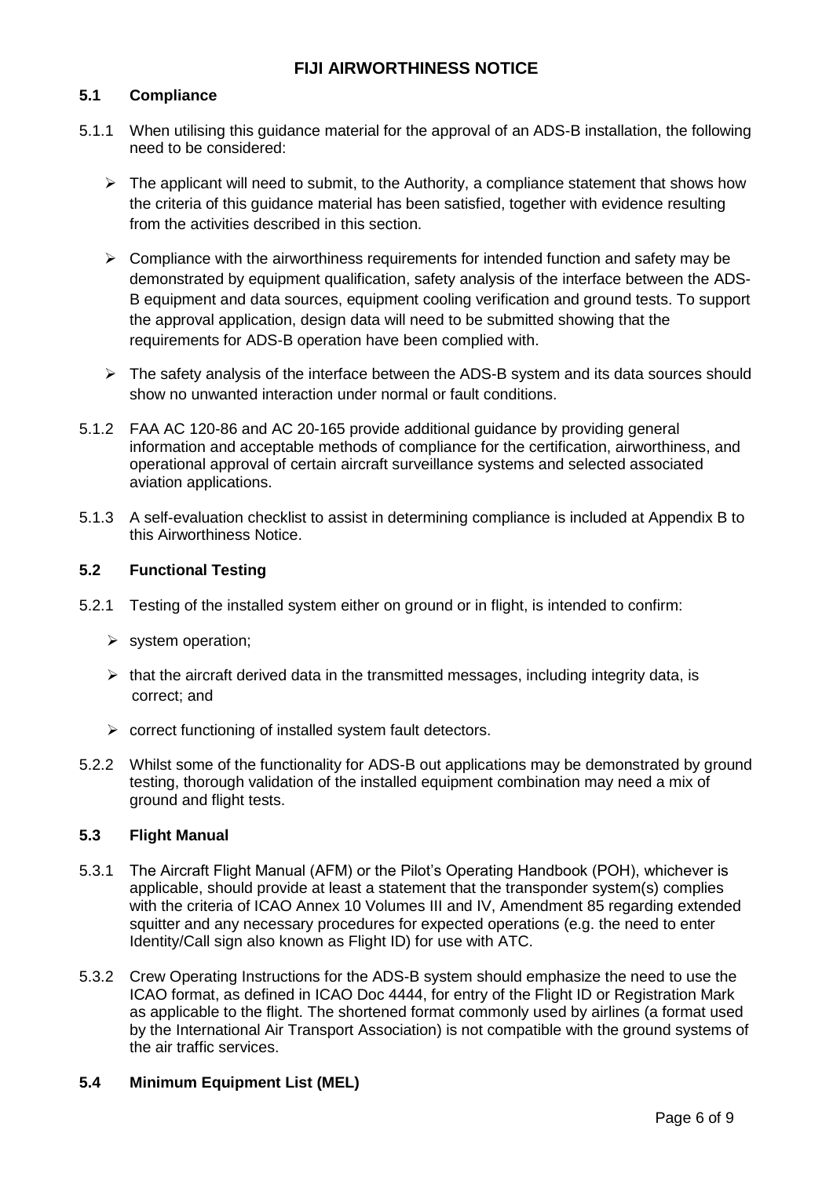**FIJI AIRWORTHINESS NOTICE**

## 5.1 Compliance

5.1.1 When utilising this guidance material for the approval of an ADS-B installation, the following need to be considered:

- The applicant will need to submit, to the Authority, a compliance statement that shows how the criteria of this guidance material has been satisfied, together with evidence resulting from the activities described in this section.
- Compliance with the airworthiness requirements for intended function and safety may be demonstrated by equipment qualification, safety analysis of the interface between the ADS-B equipment and data sources, equipment cooling verification and ground tests. To support the approval application, design data will need to be submitted showing that the requirements for ADS-B operation have been complied with.
- The safety analysis of the interface between the ADS-B system and its data sources should show no unwanted interaction under normal or fault conditions.

5.1.2 FAA AC 120-86 and AC 20-165 provide additional guidance by providing general information and acceptable methods of compliance for the certification, airworthiness, and operational approval of certain aircraft surveillance systems and selected associated aviation applications.

5.1.3 A self-evaluation checklist to assist in determining compliance is included at Appendix B to this Airworthiness Notice.

## 5.2 Functional Testing

5.2.1 Testing of the installed system either on ground or in flight, is intended to confirm:

- system operation;
- that the aircraft derived data in the transmitted messages, including integrity data, is correct; and
- correct functioning of installed system fault detectors.

5.2.2 Whilst some of the functionality for ADS-B out applications may be demonstrated by ground testing, thorough validation of the installed equipment combination may need a mix of ground and flight tests.

## 5.3 Flight Manual

5.3.1 The Aircraft Flight Manual (AFM) or the Pilot's Operating Handbook (POH), whichever is applicable, should provide at least a statement that the transponder system(s) complies with the criteria of ICAO Annex 10 Volumes III and IV, Amendment 85 regarding extended squitter and any necessary procedures for expected operations (e.g. the need to enter Identity/Call sign also known as Flight ID) for use with ATC.

5.3.2 Crew Operating Instructions for the ADS-B system should emphasize the need to use the ICAO format, as defined in ICAO Doc 4444, for entry of the Flight ID or Registration Mark as applicable to the flight. The shortened format commonly used by airlines (a format used by the International Air Transport Association) is not compatible with the ground systems of the air traffic services.

## 5.4 Minimum Equipment List (MEL)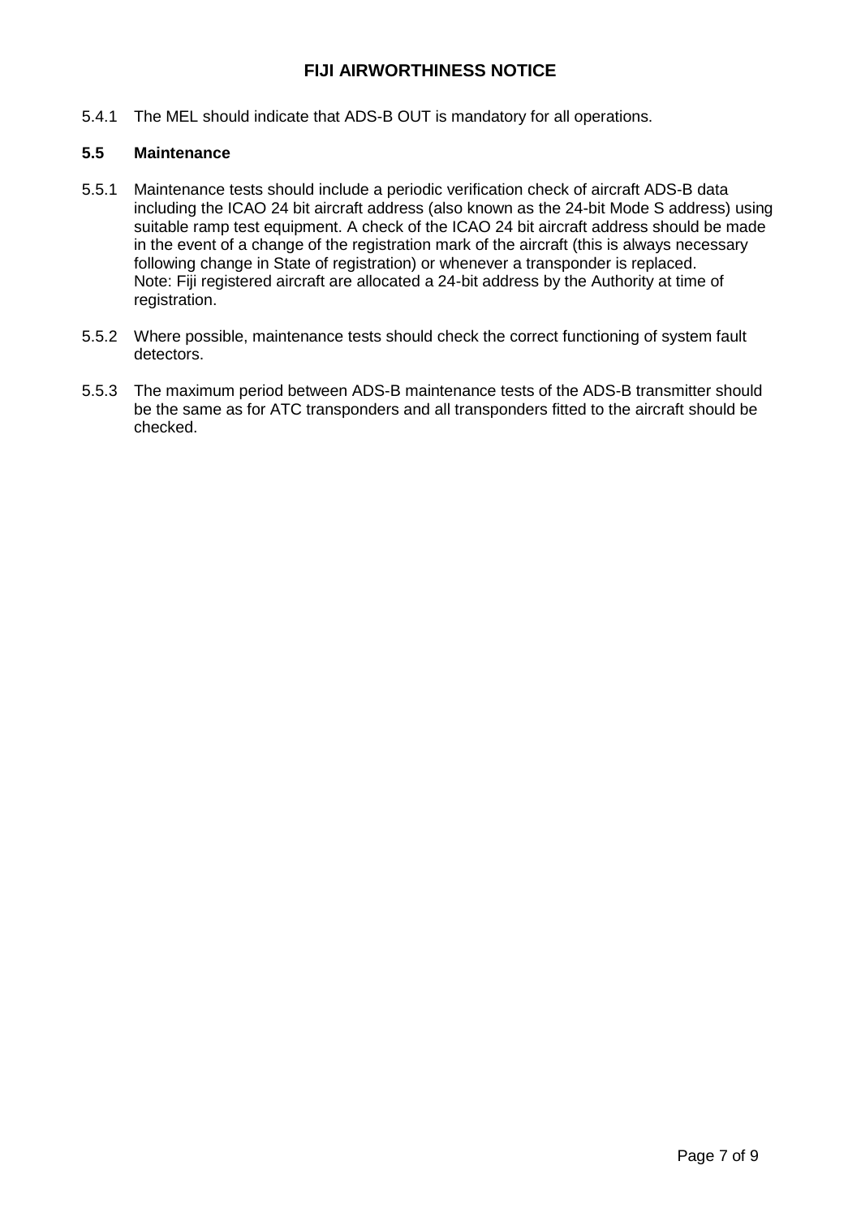5.4.1 The MEL should indicate that ADS-B OUT is mandatory for all operations.

### 5.5 Maintenance

5.5.1 Maintenance tests should include a periodic verification check of aircraft ADS-B data including the ICAO 24 bit aircraft address (also known as the 24-bit Mode S address) using suitable ramp test equipment. A check of the ICAO 24 bit aircraft address should be made in the event of a change of the registration mark of the aircraft (this is always necessary following change in State of registration) or whenever a transponder is replaced. Note: Fiji registered aircraft are allocated a 24-bit address by the Authority at time of registration.

5.5.2 Where possible, maintenance tests should check the correct functioning of system fault detectors.

5.5.3 The maximum period between ADS-B maintenance tests of the ADS-B transmitter should be the same as for ATC transponders and all transponders fitted to the aircraft should be checked.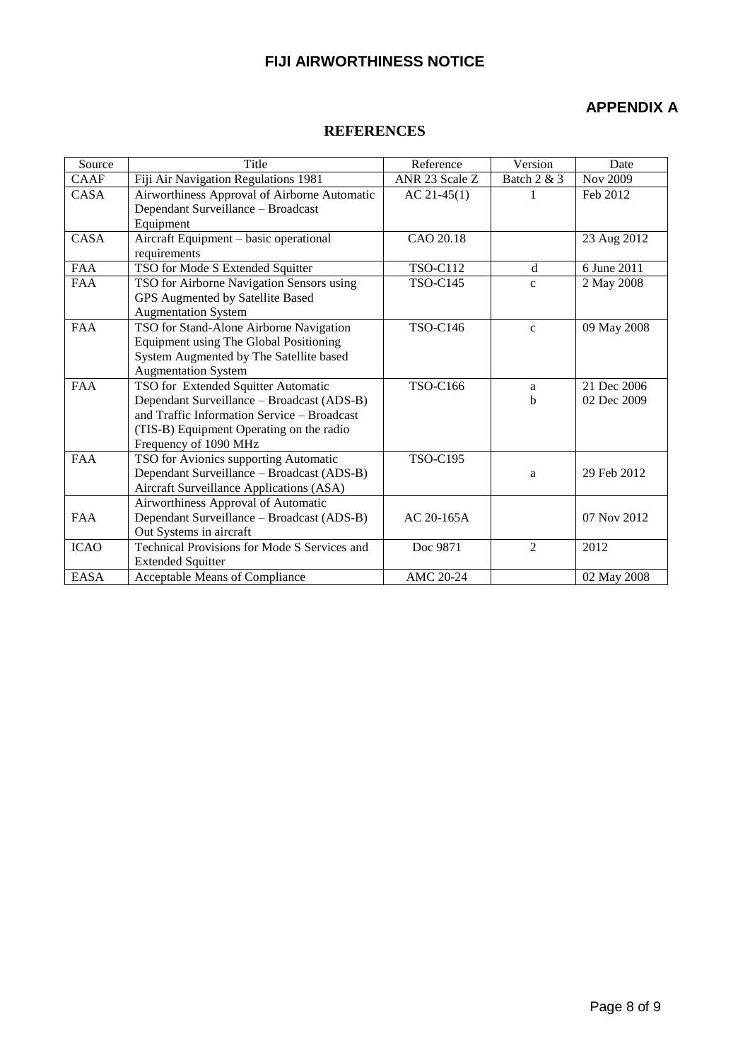**FIJI AIRWORTHINESS NOTICE**

## APPENDIX A

## REFERENCES

| Source | Title | Reference | Version | Date |
|---|---|---|---|---|
| CAAF | Fiji Air Navigation Regulations 1981 | ANR 23 Scale Z | Batch 2 & 3 | Nov 2009 |
| CASA | Airworthiness Approval of Airborne Automatic Dependant Surveillance – Broadcast Equipment | AC 21-45(1) | 1 | Feb 2012 |
| CASA | Aircraft Equipment – basic operational requirements | CAO 20.18 | | 23 Aug 2012 |
| FAA | TSO for Mode S Extended Squitter | TSO-C112 | d | 6 June 2011 |
| FAA | TSO for Airborne Navigation Sensors using GPS Augmented by Satellite Based Augmentation System | TSO-C145 | c | 2 May 2008 |
| FAA | TSO for Stand-Alone Airborne Navigation Equipment using The Global Positioning System Augmented by The Satellite based Augmentation System | TSO-C146 | c | 09 May 2008 |
| FAA | TSO for Extended Squitter Automatic Dependant Surveillance – Broadcast (ADS-B) and Traffic Information Service – Broadcast (TIS-B) Equipment Operating on the radio Frequency of 1090 MHz | TSO-C166 | a<br>b | 21 Dec 2006<br>02 Dec 2009 |
| FAA | TSO for Avionics supporting Automatic Dependant Surveillance – Broadcast (ADS-B) Aircraft Surveillance Applications (ASA) | TSO-C195 | a | 29 Feb 2012 |
| FAA | Airworthiness Approval of Automatic Dependant Surveillance – Broadcast (ADS-B) Out Systems in aircraft | AC 20-165A | | 07 Nov 2012 |
| ICAO | Technical Provisions for Mode S Services and Extended Squitter | Doc 9871 | 2 | 2012 |
| EASA | Acceptable Means of Compliance | AMC 20-24 | | 02 May 2008 |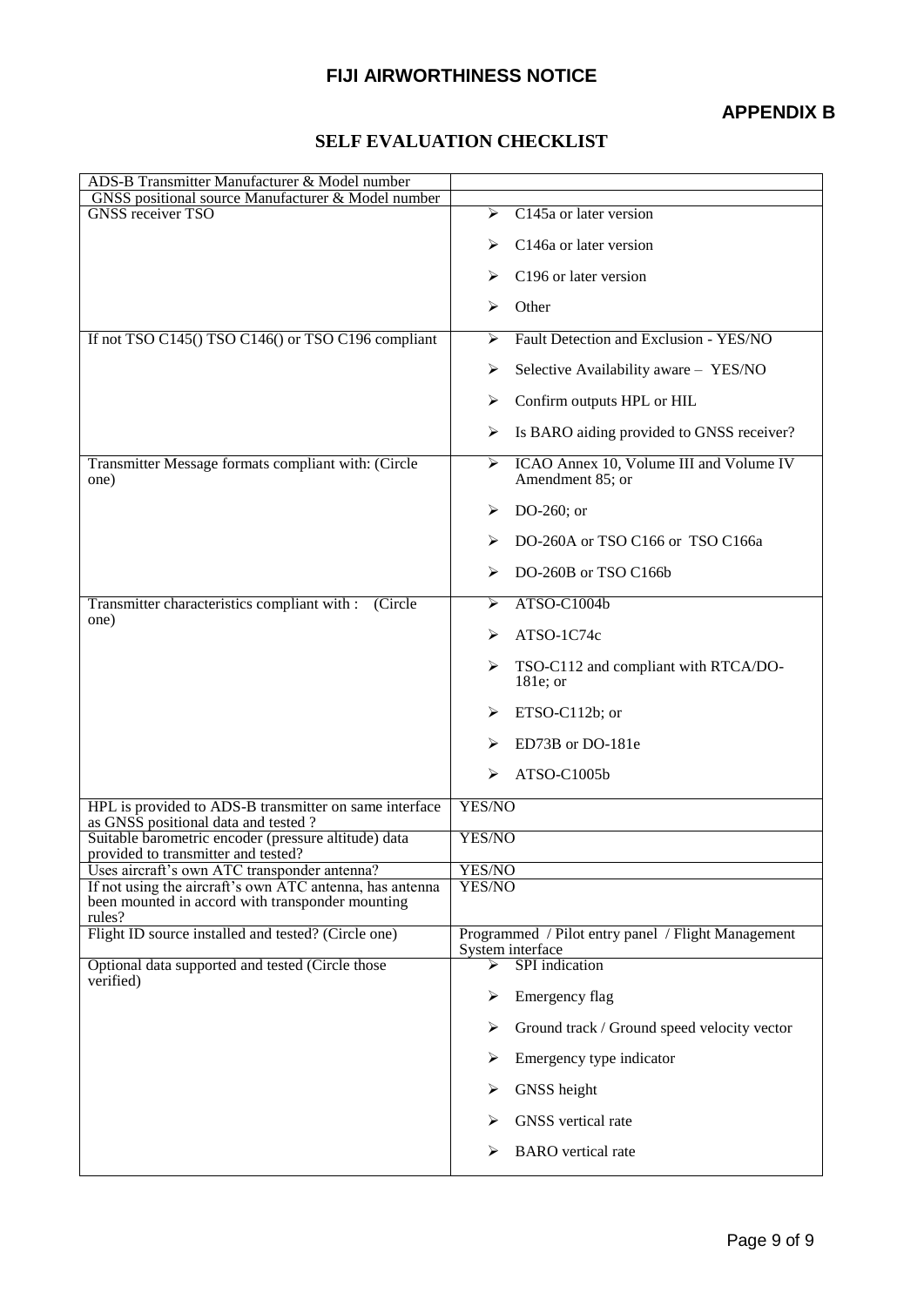# FIJI AIRWORTHINESS NOTICE

## APPENDIX B

## SELF EVALUATION CHECKLIST

| | |
|---|---|
| ADS-B Transmitter Manufacturer & Model number | |
| GNSS positional source Manufacturer & Model number | |
| GNSS receiver TSO | ➢ C145a or later version<br>➢ C146a or later version<br>➢ C196 or later version<br>➢ Other |
| If not TSO C145() TSO C146() or TSO C196 compliant | ➢ Fault Detection and Exclusion - YES/NO<br>➢ Selective Availability aware – YES/NO<br>➢ Confirm outputs HPL or HIL<br>➢ Is BARO aiding provided to GNSS receiver? |
| Transmitter Message formats compliant with: (Circle one) | ➢ ICAO Annex 10, Volume III and Volume IV Amendment 85; or<br>➢ DO-260; or<br>➢ DO-260A or TSO C166 or TSO C166a<br>➢ DO-260B or TSO C166b |
| Transmitter characteristics compliant with : (Circle one) | ➢ ATSO-C1004b<br>➢ ATSO-1C74c<br>➢ TSO-C112 and compliant with RTCA/DO-181e; or<br>➢ ETSO-C112b; or<br>➢ ED73B or DO-181e<br>➢ ATSO-C1005b |
| HPL is provided to ADS-B transmitter on same interface as GNSS positional data and tested ? | YES/NO |
| Suitable barometric encoder (pressure altitude) data provided to transmitter and tested? | YES/NO |
| Uses aircraft's own ATC transponder antenna? | YES/NO |
| If not using the aircraft's own ATC antenna, has antenna been mounted in accord with transponder mounting rules? | YES/NO |
| Flight ID source installed and tested? (Circle one) | Programmed / Pilot entry panel / Flight Management System interface |
| Optional data supported and tested (Circle those verified) | ➢ SPI indication<br>➢ Emergency flag<br>➢ Ground track / Ground speed velocity vector<br>➢ Emergency type indicator<br>➢ GNSS height<br>➢ GNSS vertical rate<br>➢ BARO vertical rate |